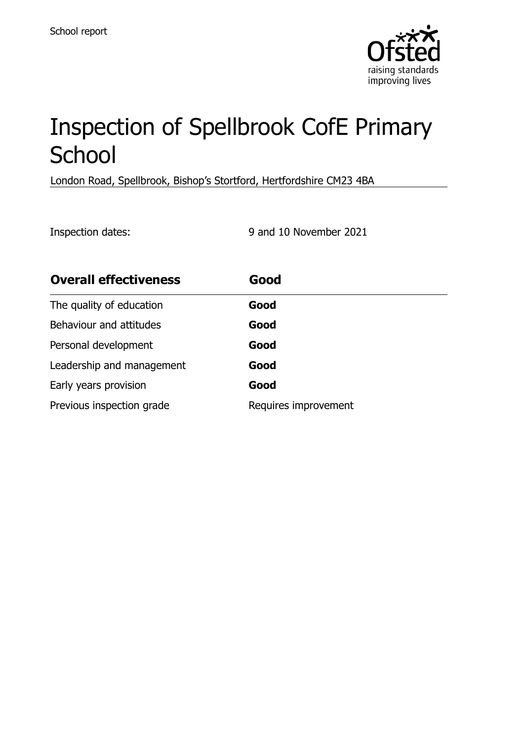School report

# Inspection of Spellbrook CofE Primary School

London Road, Spellbrook, Bishop's Stortford, Hertfordshire CM23 4BA

Inspection dates: 9 and 10 November 2021

| **Overall effectiveness** | **Good** |
| --- | --- |
| The quality of education | **Good** |
| Behaviour and attitudes | **Good** |
| Personal development | **Good** |
| Leadership and management | **Good** |
| Early years provision | **Good** |
| Previous inspection grade | Requires improvement |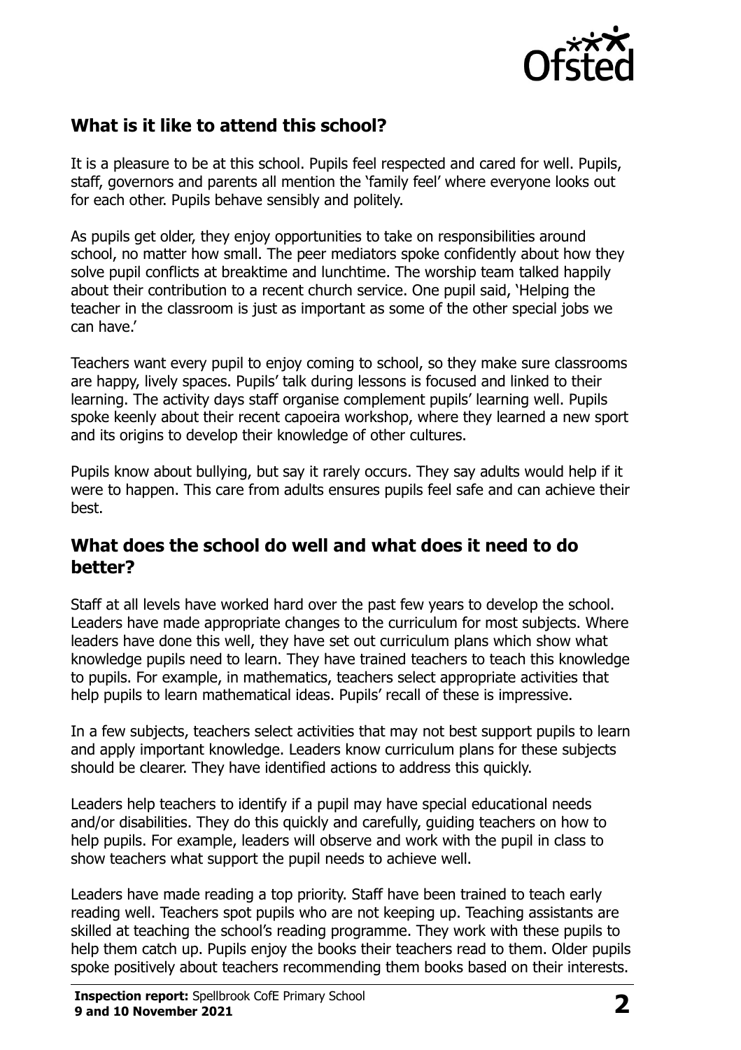## What is it like to attend this school?

It is a pleasure to be at this school. Pupils feel respected and cared for well. Pupils, staff, governors and parents all mention the 'family feel' where everyone looks out for each other. Pupils behave sensibly and politely.

As pupils get older, they enjoy opportunities to take on responsibilities around school, no matter how small. The peer mediators spoke confidently about how they solve pupil conflicts at breaktime and lunchtime. The worship team talked happily about their contribution to a recent church service. One pupil said, 'Helping the teacher in the classroom is just as important as some of the other special jobs we can have.'

Teachers want every pupil to enjoy coming to school, so they make sure classrooms are happy, lively spaces. Pupils' talk during lessons is focused and linked to their learning. The activity days staff organise complement pupils' learning well. Pupils spoke keenly about their recent capoeira workshop, where they learned a new sport and its origins to develop their knowledge of other cultures.

Pupils know about bullying, but say it rarely occurs. They say adults would help if it were to happen. This care from adults ensures pupils feel safe and can achieve their best.

## What does the school do well and what does it need to do better?

Staff at all levels have worked hard over the past few years to develop the school. Leaders have made appropriate changes to the curriculum for most subjects. Where leaders have done this well, they have set out curriculum plans which show what knowledge pupils need to learn. They have trained teachers to teach this knowledge to pupils. For example, in mathematics, teachers select appropriate activities that help pupils to learn mathematical ideas. Pupils' recall of these is impressive.

In a few subjects, teachers select activities that may not best support pupils to learn and apply important knowledge. Leaders know curriculum plans for these subjects should be clearer. They have identified actions to address this quickly.

Leaders help teachers to identify if a pupil may have special educational needs and/or disabilities. They do this quickly and carefully, guiding teachers on how to help pupils. For example, leaders will observe and work with the pupil in class to show teachers what support the pupil needs to achieve well.

Leaders have made reading a top priority. Staff have been trained to teach early reading well. Teachers spot pupils who are not keeping up. Teaching assistants are skilled at teaching the school's reading programme. They work with these pupils to help them catch up. Pupils enjoy the books their teachers read to them. Older pupils spoke positively about teachers recommending them books based on their interests.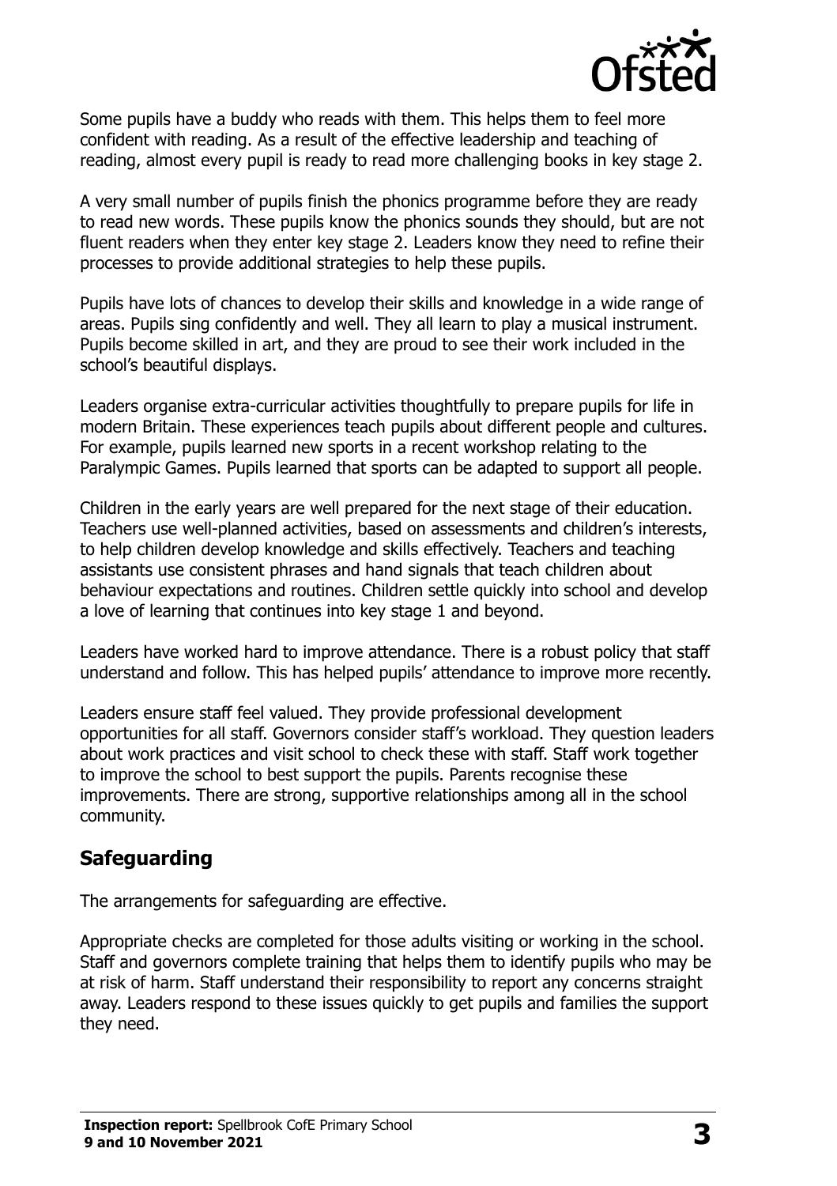Some pupils have a buddy who reads with them. This helps them to feel more confident with reading. As a result of the effective leadership and teaching of reading, almost every pupil is ready to read more challenging books in key stage 2.

A very small number of pupils finish the phonics programme before they are ready to read new words. These pupils know the phonics sounds they should, but are not fluent readers when they enter key stage 2. Leaders know they need to refine their processes to provide additional strategies to help these pupils.

Pupils have lots of chances to develop their skills and knowledge in a wide range of areas. Pupils sing confidently and well. They all learn to play a musical instrument. Pupils become skilled in art, and they are proud to see their work included in the school's beautiful displays.

Leaders organise extra-curricular activities thoughtfully to prepare pupils for life in modern Britain. These experiences teach pupils about different people and cultures. For example, pupils learned new sports in a recent workshop relating to the Paralympic Games. Pupils learned that sports can be adapted to support all people.

Children in the early years are well prepared for the next stage of their education. Teachers use well-planned activities, based on assessments and children's interests, to help children develop knowledge and skills effectively. Teachers and teaching assistants use consistent phrases and hand signals that teach children about behaviour expectations and routines. Children settle quickly into school and develop a love of learning that continues into key stage 1 and beyond.

Leaders have worked hard to improve attendance. There is a robust policy that staff understand and follow. This has helped pupils' attendance to improve more recently.

Leaders ensure staff feel valued. They provide professional development opportunities for all staff. Governors consider staff's workload. They question leaders about work practices and visit school to check these with staff. Staff work together to improve the school to best support the pupils. Parents recognise these improvements. There are strong, supportive relationships among all in the school community.

## Safeguarding

The arrangements for safeguarding are effective.

Appropriate checks are completed for those adults visiting or working in the school. Staff and governors complete training that helps them to identify pupils who may be at risk of harm. Staff understand their responsibility to report any concerns straight away. Leaders respond to these issues quickly to get pupils and families the support they need.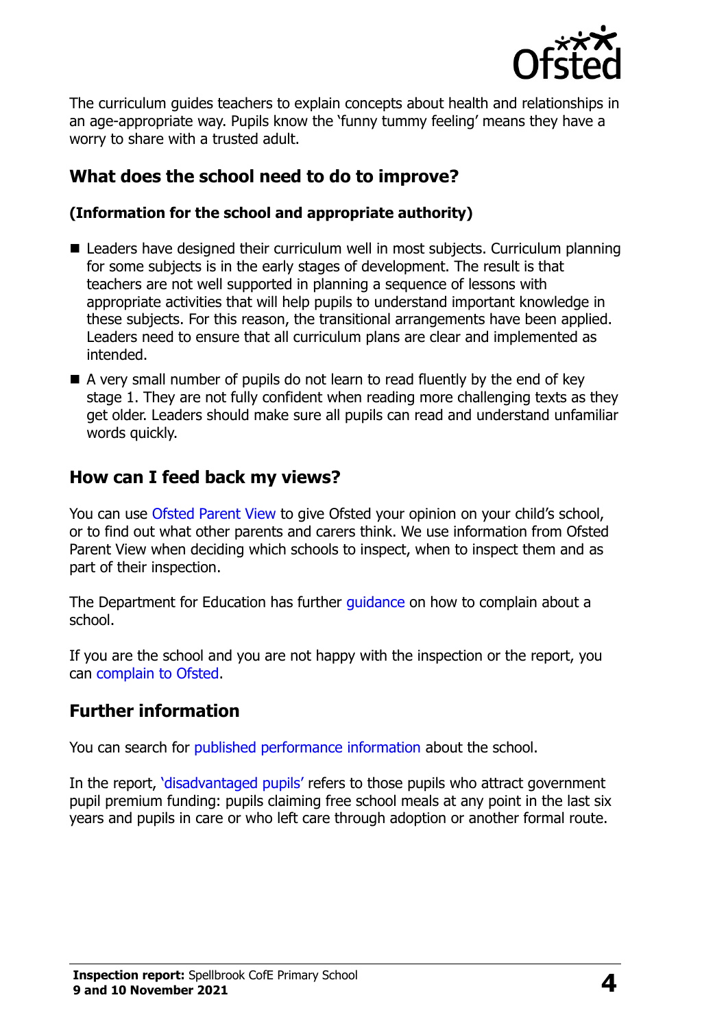The curriculum guides teachers to explain concepts about health and relationships in an age-appropriate way. Pupils know the 'funny tummy feeling' means they have a worry to share with a trusted adult.

## What does the school need to do to improve?

**(Information for the school and appropriate authority)**

- Leaders have designed their curriculum well in most subjects. Curriculum planning for some subjects is in the early stages of development. The result is that teachers are not well supported in planning a sequence of lessons with appropriate activities that will help pupils to understand important knowledge in these subjects. For this reason, the transitional arrangements have been applied. Leaders need to ensure that all curriculum plans are clear and implemented as intended.
- A very small number of pupils do not learn to read fluently by the end of key stage 1. They are not fully confident when reading more challenging texts as they get older. Leaders should make sure all pupils can read and understand unfamiliar words quickly.

## How can I feed back my views?

You can use Ofsted Parent View to give Ofsted your opinion on your child's school, or to find out what other parents and carers think. We use information from Ofsted Parent View when deciding which schools to inspect, when to inspect them and as part of their inspection.

The Department for Education has further guidance on how to complain about a school.

If you are the school and you are not happy with the inspection or the report, you can complain to Ofsted.

## Further information

You can search for published performance information about the school.

In the report, 'disadvantaged pupils' refers to those pupils who attract government pupil premium funding: pupils claiming free school meals at any point in the last six years and pupils in care or who left care through adoption or another formal route.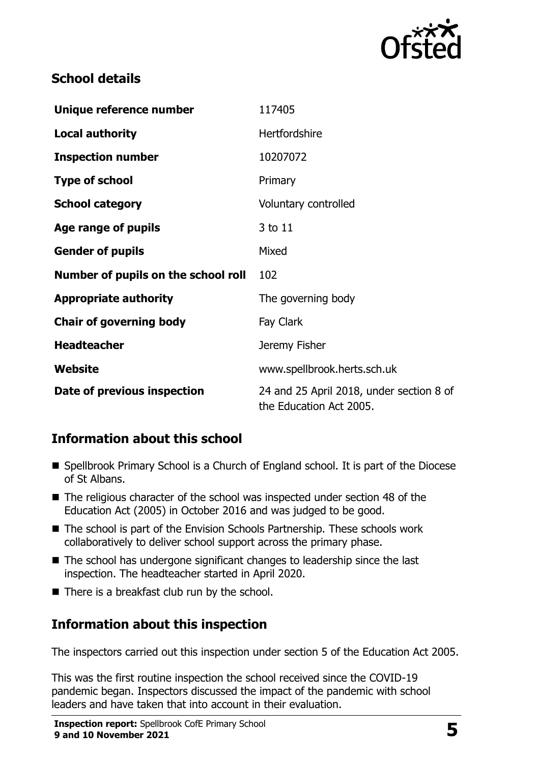## School details

| | |
|---|---|
| **Unique reference number** | 117405 |
| **Local authority** | Hertfordshire |
| **Inspection number** | 10207072 |
| **Type of school** | Primary |
| **School category** | Voluntary controlled |
| **Age range of pupils** | 3 to 11 |
| **Gender of pupils** | Mixed |
| **Number of pupils on the school roll** | 102 |
| **Appropriate authority** | The governing body |
| **Chair of governing body** | Fay Clark |
| **Headteacher** | Jeremy Fisher |
| **Website** | www.spellbrook.herts.sch.uk |
| **Date of previous inspection** | 24 and 25 April 2018, under section 8 of the Education Act 2005. |

## Information about this school

- Spellbrook Primary School is a Church of England school. It is part of the Diocese of St Albans.
- The religious character of the school was inspected under section 48 of the Education Act (2005) in October 2016 and was judged to be good.
- The school is part of the Envision Schools Partnership. These schools work collaboratively to deliver school support across the primary phase.
- The school has undergone significant changes to leadership since the last inspection. The headteacher started in April 2020.
- There is a breakfast club run by the school.

## Information about this inspection

The inspectors carried out this inspection under section 5 of the Education Act 2005.

This was the first routine inspection the school received since the COVID-19 pandemic began. Inspectors discussed the impact of the pandemic with school leaders and have taken that into account in their evaluation.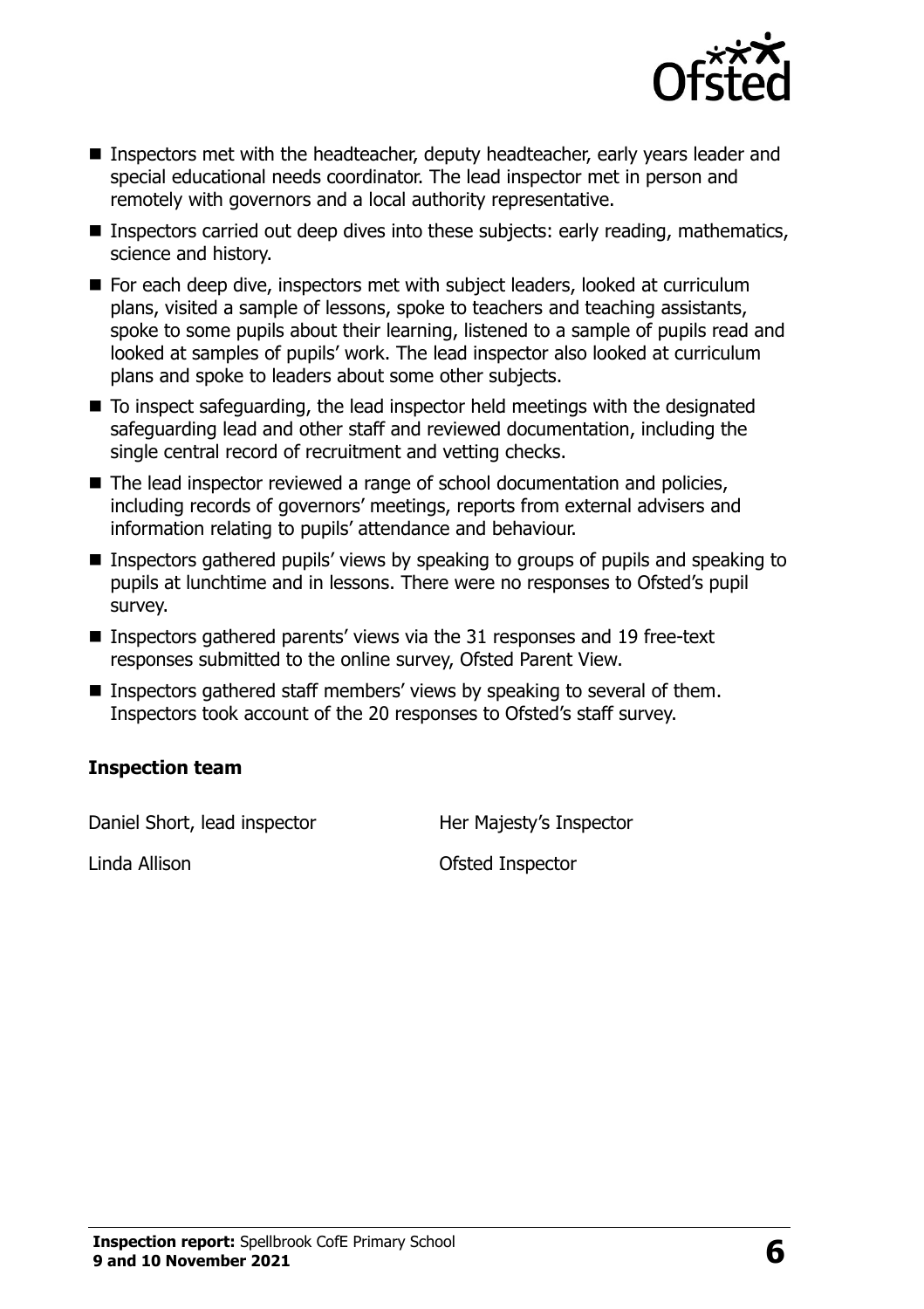- Inspectors met with the headteacher, deputy headteacher, early years leader and special educational needs coordinator. The lead inspector met in person and remotely with governors and a local authority representative.
- Inspectors carried out deep dives into these subjects: early reading, mathematics, science and history.
- For each deep dive, inspectors met with subject leaders, looked at curriculum plans, visited a sample of lessons, spoke to teachers and teaching assistants, spoke to some pupils about their learning, listened to a sample of pupils read and looked at samples of pupils' work. The lead inspector also looked at curriculum plans and spoke to leaders about some other subjects.
- To inspect safeguarding, the lead inspector held meetings with the designated safeguarding lead and other staff and reviewed documentation, including the single central record of recruitment and vetting checks.
- The lead inspector reviewed a range of school documentation and policies, including records of governors' meetings, reports from external advisers and information relating to pupils' attendance and behaviour.
- Inspectors gathered pupils' views by speaking to groups of pupils and speaking to pupils at lunchtime and in lessons. There were no responses to Ofsted's pupil survey.
- Inspectors gathered parents' views via the 31 responses and 19 free-text responses submitted to the online survey, Ofsted Parent View.
- Inspectors gathered staff members' views by speaking to several of them. Inspectors took account of the 20 responses to Ofsted's staff survey.

**Inspection team**

| | |
|---|---|
| Daniel Short, lead inspector | Her Majesty's Inspector |
| Linda Allison | Ofsted Inspector |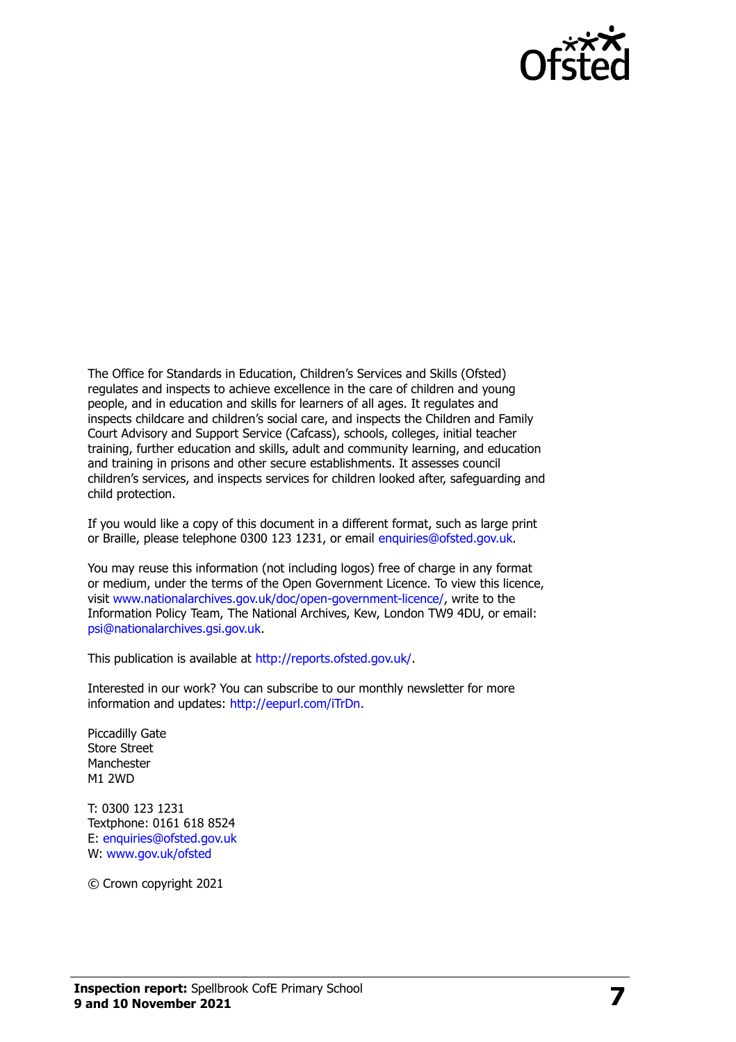The Office for Standards in Education, Children's Services and Skills (Ofsted) regulates and inspects to achieve excellence in the care of children and young people, and in education and skills for learners of all ages. It regulates and inspects childcare and children's social care, and inspects the Children and Family Court Advisory and Support Service (Cafcass), schools, colleges, initial teacher training, further education and skills, adult and community learning, and education and training in prisons and other secure establishments. It assesses council children's services, and inspects services for children looked after, safeguarding and child protection.

If you would like a copy of this document in a different format, such as large print or Braille, please telephone 0300 123 1231, or email enquiries@ofsted.gov.uk.

You may reuse this information (not including logos) free of charge in any format or medium, under the terms of the Open Government Licence. To view this licence, visit www.nationalarchives.gov.uk/doc/open-government-licence/, write to the Information Policy Team, The National Archives, Kew, London TW9 4DU, or email: psi@nationalarchives.gsi.gov.uk.

This publication is available at http://reports.ofsted.gov.uk/.

Interested in our work? You can subscribe to our monthly newsletter for more information and updates: http://eepurl.com/iTrDn.

Piccadilly Gate
Store Street
Manchester
M1 2WD

T: 0300 123 1231
Textphone: 0161 618 8524
E: enquiries@ofsted.gov.uk
W: www.gov.uk/ofsted

© Crown copyright 2021